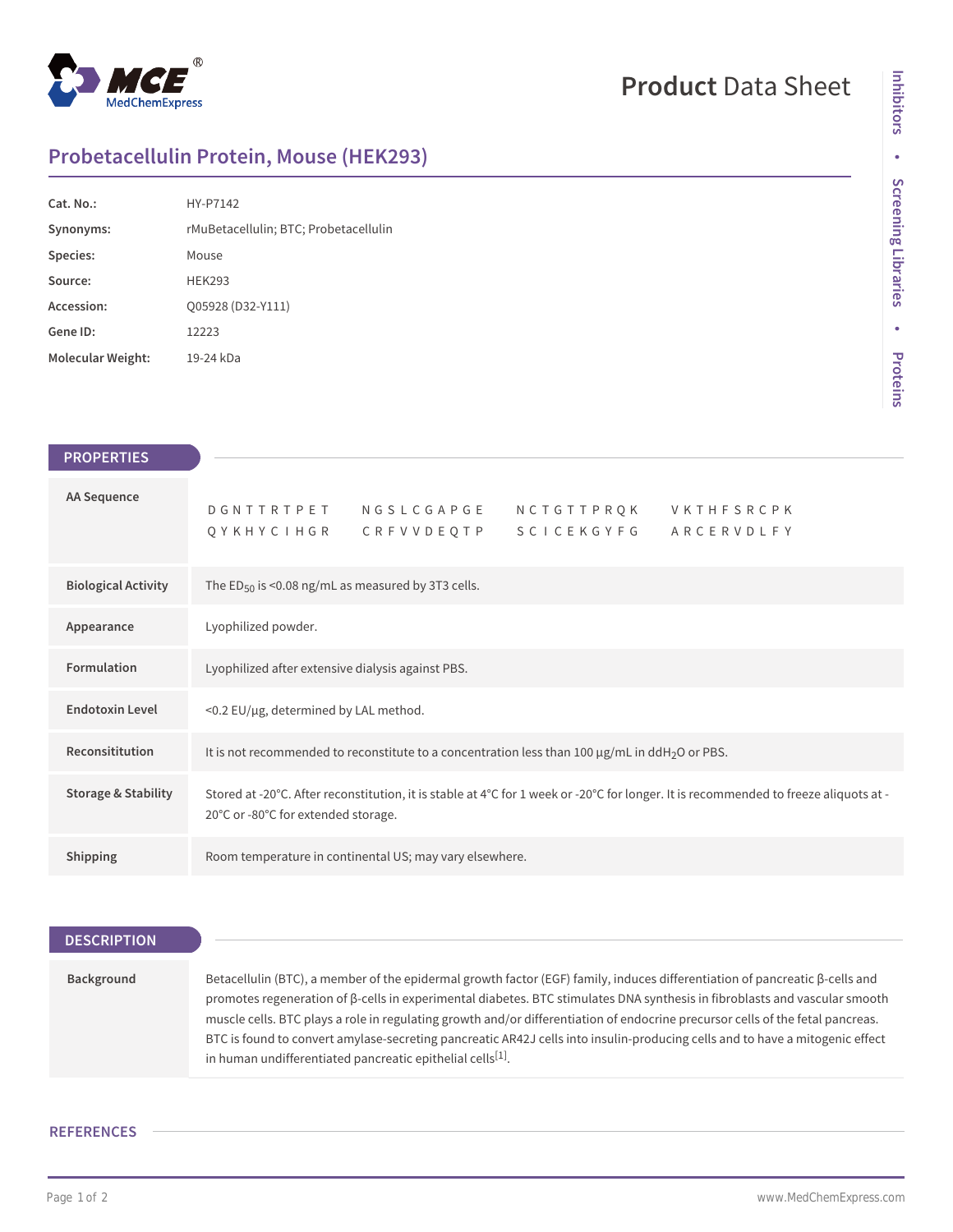# Product Data Sheet

## Probetacellulin Protein, Mouse (HEK293)

| | |
|---|---|
| **Cat. No.:** | HY-P7142 |
| **Synonyms:** | rMuBetacellulin; BTC; Probetacellulin |
| **Species:** | Mouse |
| **Source:** | HEK293 |
| **Accession:** | Q05928 (D32-Y111) |
| **Gene ID:** | 12223 |
| **Molecular Weight:** | 19-24 kDa |

## PROPERTIES

| | |
|---|---|
| **AA Sequence** | D G N T T R T P E T &nbsp; N G S L C G A P G E &nbsp; N C T G T T P R Q K &nbsp; V K T H F S R C P K <br> Q Y K H Y C I H G R &nbsp; C R F V V D E Q T P &nbsp; S C I C E K G Y F G &nbsp; A R C E R V D L F Y |
| **Biological Activity** | The $ED_{50}$ is <0.08 ng/mL as measured by 3T3 cells. |
| **Appearance** | Lyophilized powder. |
| **Formulation** | Lyophilized after extensive dialysis against PBS. |
| **Endotoxin Level** | <0.2 EU/μg, determined by LAL method. |
| **Reconsititution** | It is not recommended to reconstitute to a concentration less than 100 μg/mL in $ddH_2O$ or PBS. |
| **Storage & Stability** | Stored at -20°C. After reconstitution, it is stable at 4°C for 1 week or -20°C for longer. It is recommended to freeze aliquots at -20°C or -80°C for extended storage. |
| **Shipping** | Room temperature in continental US; may vary elsewhere. |

## DESCRIPTION

| | |
|---|---|
| **Background** | Betacellulin (BTC), a member of the epidermal growth factor (EGF) family, induces differentiation of pancreatic β-cells and promotes regeneration of β-cells in experimental diabetes. BTC stimulates DNA synthesis in fibroblasts and vascular smooth muscle cells. BTC plays a role in regulating growth and/or differentiation of endocrine precursor cells of the fetal pancreas. BTC is found to convert amylase-secreting pancreatic AR42J cells into insulin-producing cells and to have a mitogenic effect in human undifferentiated pancreatic epithelial cells[1]. |

## REFERENCES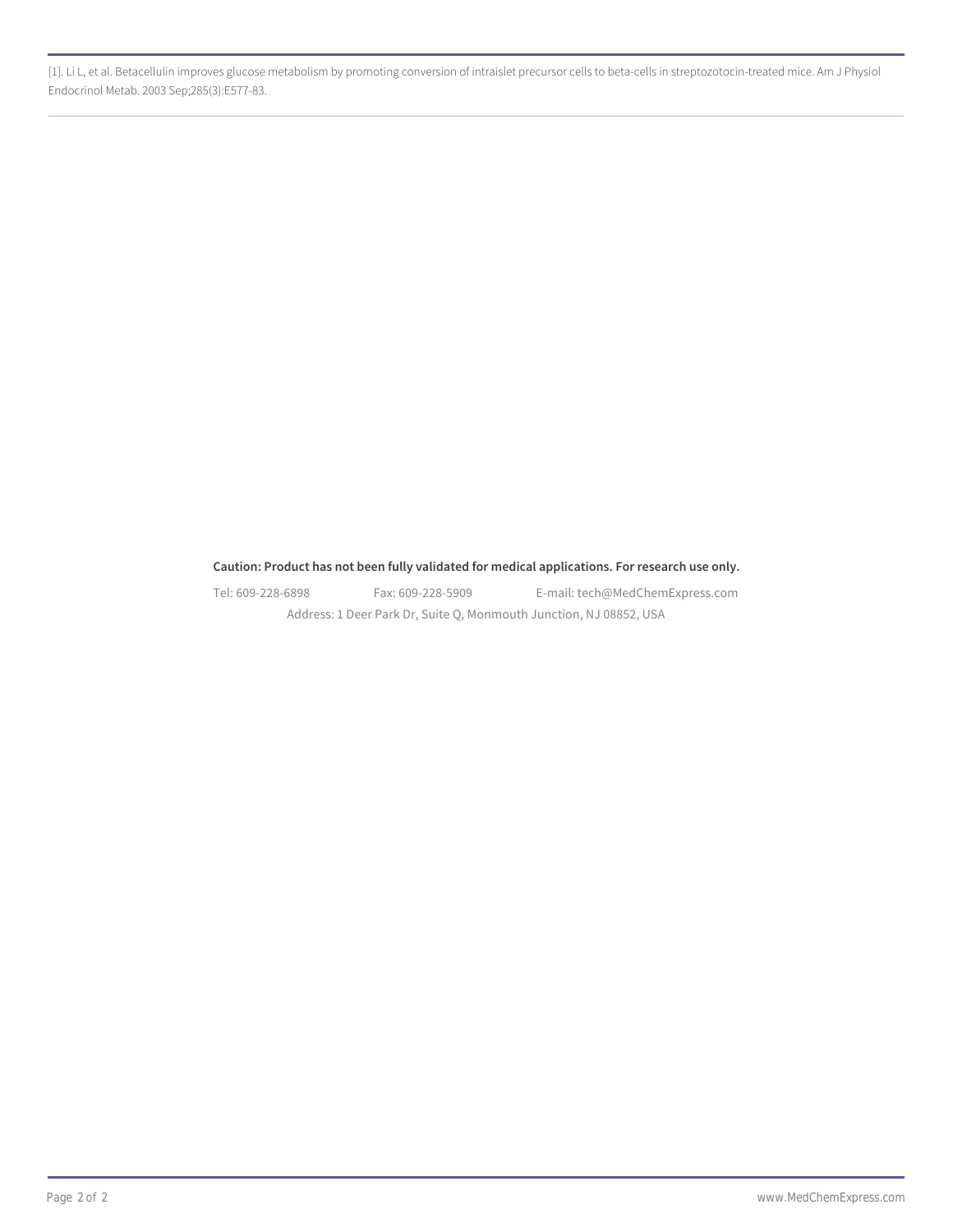[1]. Li L, et al. Betacellulin improves glucose metabolism by promoting conversion of intraislet precursor cells to beta-cells in streptozotocin-treated mice. Am J Physiol Endocrinol Metab. 2003 Sep;285(3):E577-83.

**Caution: Product has not been fully validated for medical applications. For research use only.**

Tel: 609-228-6898 Fax: 609-228-5909 E-mail: tech@MedChemExpress.com

Address: 1 Deer Park Dr, Suite Q, Monmouth Junction, NJ 08852, USA